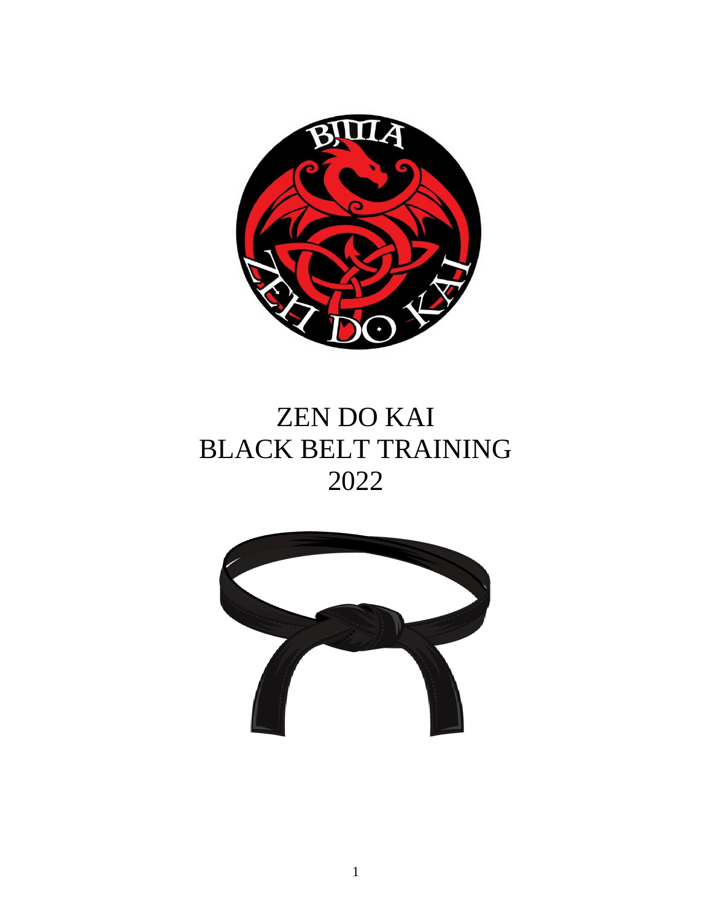# ZEN DO KAI
# BLACK BELT TRAINING
# 2022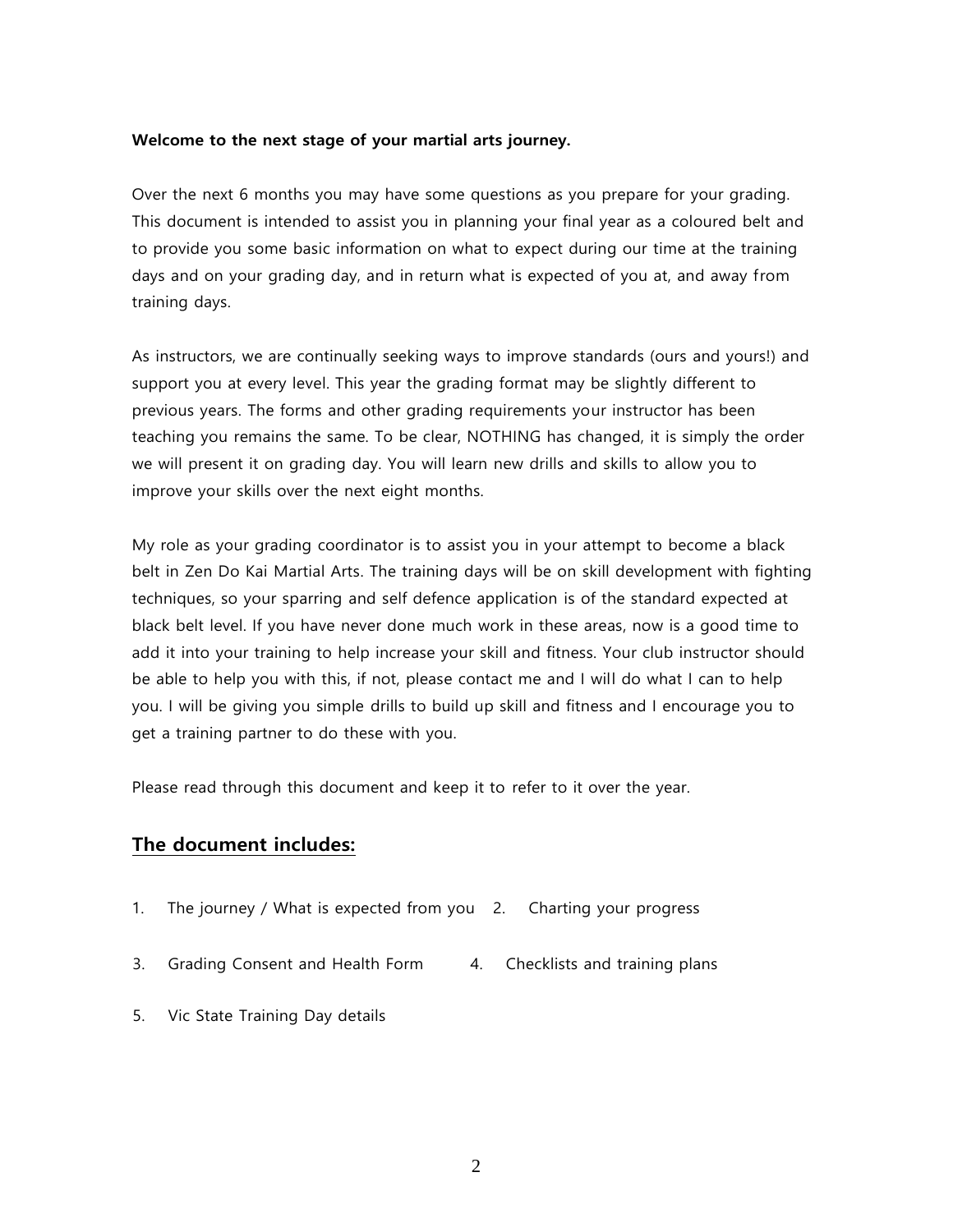**Welcome to the next stage of your martial arts journey.**

Over the next 6 months you may have some questions as you prepare for your grading. This document is intended to assist you in planning your final year as a coloured belt and to provide you some basic information on what to expect during our time at the training days and on your grading day, and in return what is expected of you at, and away from training days.

As instructors, we are continually seeking ways to improve standards (ours and yours!) and support you at every level. This year the grading format may be slightly different to previous years. The forms and other grading requirements your instructor has been teaching you remains the same. To be clear, NOTHING has changed, it is simply the order we will present it on grading day. You will learn new drills and skills to allow you to improve your skills over the next eight months.

My role as your grading coordinator is to assist you in your attempt to become a black belt in Zen Do Kai Martial Arts. The training days will be on skill development with fighting techniques, so your sparring and self defence application is of the standard expected at black belt level. If you have never done much work in these areas, now is a good time to add it into your training to help increase your skill and fitness. Your club instructor should be able to help you with this, if not, please contact me and I will do what I can to help you. I will be giving you simple drills to build up skill and fitness and I encourage you to get a training partner to do these with you.

Please read through this document and keep it to refer to it over the year.

## The document includes:

1. The journey / What is expected from you
2. Charting your progress
3. Grading Consent and Health Form
4. Checklists and training plans
5. Vic State Training Day details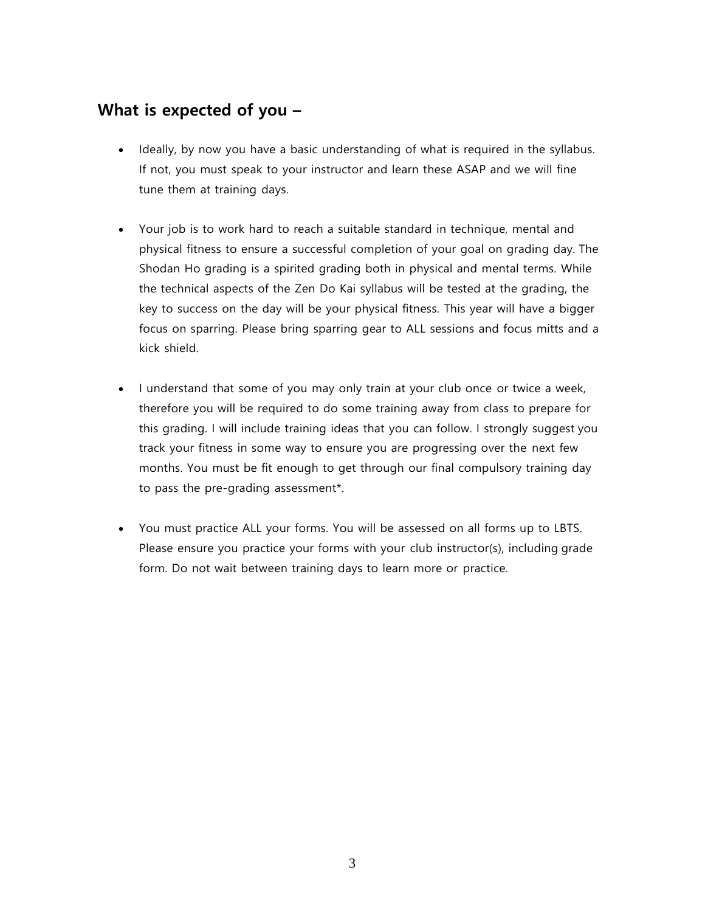## What is expected of you –

- Ideally, by now you have a basic understanding of what is required in the syllabus. If not, you must speak to your instructor and learn these ASAP and we will fine tune them at training days.

- Your job is to work hard to reach a suitable standard in technique, mental and physical fitness to ensure a successful completion of your goal on grading day. The Shodan Ho grading is a spirited grading both in physical and mental terms. While the technical aspects of the Zen Do Kai syllabus will be tested at the grading, the key to success on the day will be your physical fitness. This year will have a bigger focus on sparring. Please bring sparring gear to ALL sessions and focus mitts and a kick shield.

- I understand that some of you may only train at your club once or twice a week, therefore you will be required to do some training away from class to prepare for this grading. I will include training ideas that you can follow. I strongly suggest you track your fitness in some way to ensure you are progressing over the next few months. You must be fit enough to get through our final compulsory training day to pass the pre-grading assessment*.

- You must practice ALL your forms. You will be assessed on all forms up to LBTS. Please ensure you practice your forms with your club instructor(s), including grade form. Do not wait between training days to learn more or practice.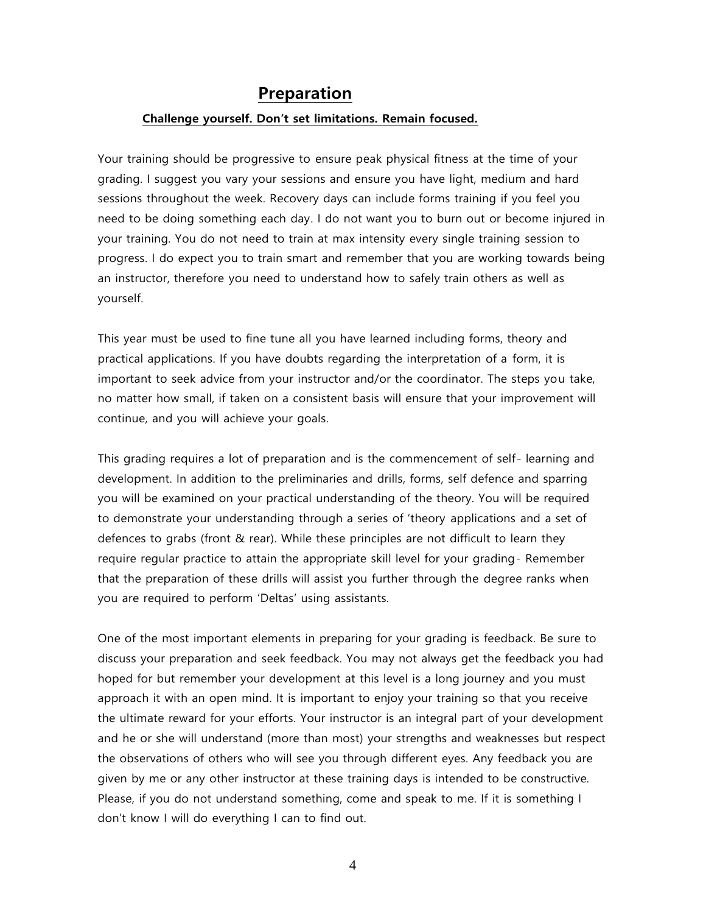## Preparation

**Challenge yourself. Don't set limitations. Remain focused.**

Your training should be progressive to ensure peak physical fitness at the time of your grading. I suggest you vary your sessions and ensure you have light, medium and hard sessions throughout the week. Recovery days can include forms training if you feel you need to be doing something each day. I do not want you to burn out or become injured in your training. You do not need to train at max intensity every single training session to progress. I do expect you to train smart and remember that you are working towards being an instructor, therefore you need to understand how to safely train others as well as yourself.

This year must be used to fine tune all you have learned including forms, theory and practical applications. If you have doubts regarding the interpretation of a form, it is important to seek advice from your instructor and/or the coordinator. The steps you take, no matter how small, if taken on a consistent basis will ensure that your improvement will continue, and you will achieve your goals.

This grading requires a lot of preparation and is the commencement of self- learning and development. In addition to the preliminaries and drills, forms, self defence and sparring you will be examined on your practical understanding of the theory. You will be required to demonstrate your understanding through a series of 'theory applications and a set of defences to grabs (front & rear). While these principles are not difficult to learn they require regular practice to attain the appropriate skill level for your grading- Remember that the preparation of these drills will assist you further through the degree ranks when you are required to perform 'Deltas' using assistants.

One of the most important elements in preparing for your grading is feedback. Be sure to discuss your preparation and seek feedback. You may not always get the feedback you had hoped for but remember your development at this level is a long journey and you must approach it with an open mind. It is important to enjoy your training so that you receive the ultimate reward for your efforts. Your instructor is an integral part of your development and he or she will understand (more than most) your strengths and weaknesses but respect the observations of others who will see you through different eyes. Any feedback you are given by me or any other instructor at these training days is intended to be constructive. Please, if you do not understand something, come and speak to me. If it is something I don't know I will do everything I can to find out.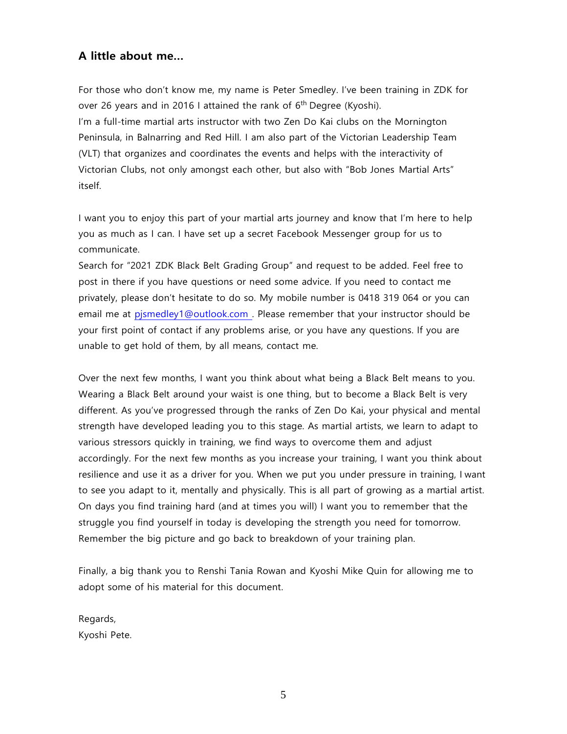## A little about me…

For those who don't know me, my name is Peter Smedley. I've been training in ZDK for over 26 years and in 2016 I attained the rank of 6th Degree (Kyoshi).
I'm a full-time martial arts instructor with two Zen Do Kai clubs on the Mornington Peninsula, in Balnarring and Red Hill. I am also part of the Victorian Leadership Team (VLT) that organizes and coordinates the events and helps with the interactivity of Victorian Clubs, not only amongst each other, but also with "Bob Jones Martial Arts" itself.

I want you to enjoy this part of your martial arts journey and know that I'm here to help you as much as I can. I have set up a secret Facebook Messenger group for us to communicate.
Search for "2021 ZDK Black Belt Grading Group" and request to be added. Feel free to post in there if you have questions or need some advice. If you need to contact me privately, please don't hesitate to do so. My mobile number is 0418 319 064 or you can email me at pjsmedley1@outlook.com . Please remember that your instructor should be your first point of contact if any problems arise, or you have any questions. If you are unable to get hold of them, by all means, contact me.

Over the next few months, I want you think about what being a Black Belt means to you. Wearing a Black Belt around your waist is one thing, but to become a Black Belt is very different. As you've progressed through the ranks of Zen Do Kai, your physical and mental strength have developed leading you to this stage. As martial artists, we learn to adapt to various stressors quickly in training, we find ways to overcome them and adjust accordingly. For the next few months as you increase your training, I want you think about resilience and use it as a driver for you. When we put you under pressure in training, I want to see you adapt to it, mentally and physically. This is all part of growing as a martial artist. On days you find training hard (and at times you will) I want you to remember that the struggle you find yourself in today is developing the strength you need for tomorrow. Remember the big picture and go back to breakdown of your training plan.

Finally, a big thank you to Renshi Tania Rowan and Kyoshi Mike Quin for allowing me to adopt some of his material for this document.

Regards,
Kyoshi Pete.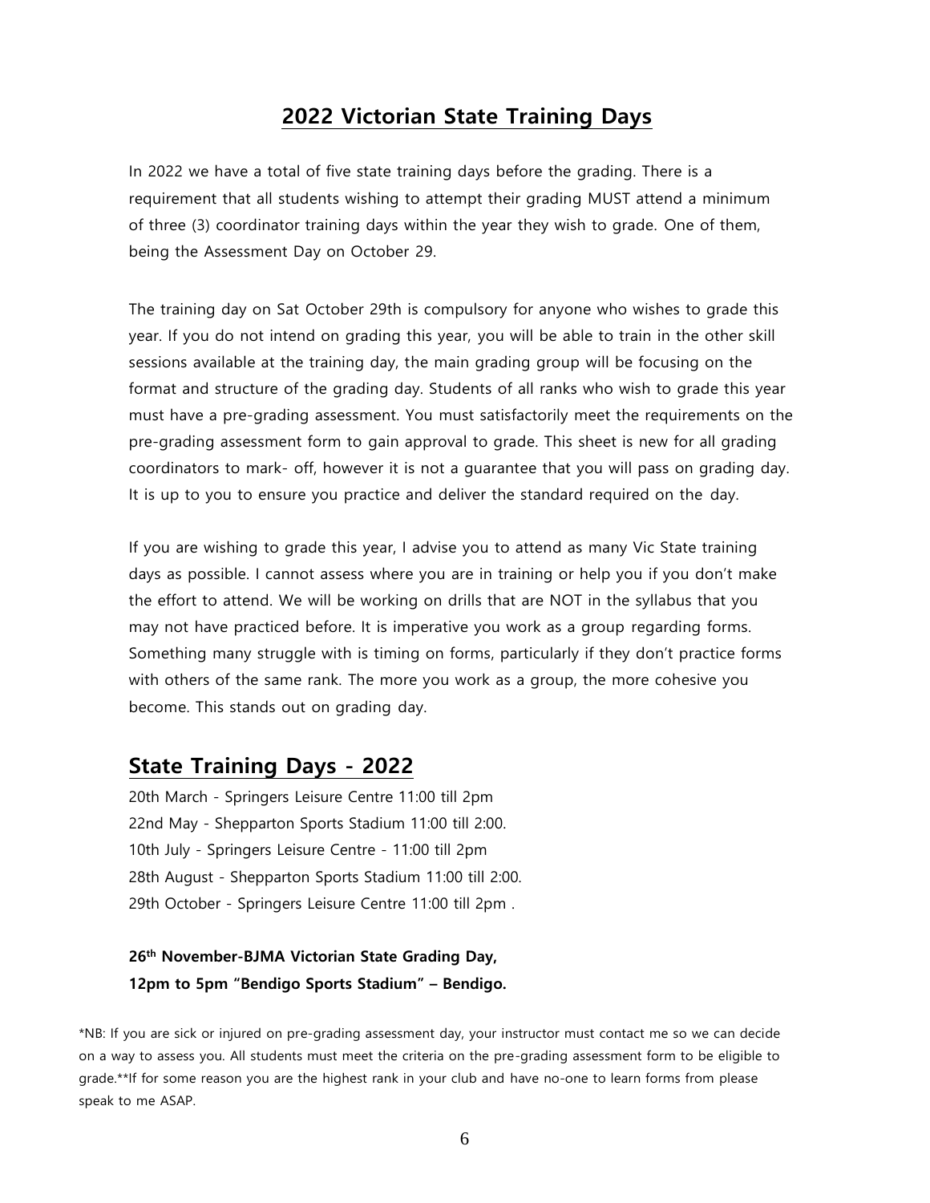## 2022 Victorian State Training Days

In 2022 we have a total of five state training days before the grading. There is a requirement that all students wishing to attempt their grading MUST attend a minimum of three (3) coordinator training days within the year they wish to grade. One of them, being the Assessment Day on October 29.

The training day on Sat October 29th is compulsory for anyone who wishes to grade this year. If you do not intend on grading this year, you will be able to train in the other skill sessions available at the training day, the main grading group will be focusing on the format and structure of the grading day. Students of all ranks who wish to grade this year must have a pre-grading assessment. You must satisfactorily meet the requirements on the pre-grading assessment form to gain approval to grade. This sheet is new for all grading coordinators to mark- off, however it is not a guarantee that you will pass on grading day. It is up to you to ensure you practice and deliver the standard required on the day.

If you are wishing to grade this year, I advise you to attend as many Vic State training days as possible. I cannot assess where you are in training or help you if you don't make the effort to attend. We will be working on drills that are NOT in the syllabus that you may not have practiced before. It is imperative you work as a group regarding forms. Something many struggle with is timing on forms, particularly if they don't practice forms with others of the same rank. The more you work as a group, the more cohesive you become. This stands out on grading day.

## State Training Days - 2022

20th March - Springers Leisure Centre 11:00 till 2pm
22nd May - Shepparton Sports Stadium 11:00 till 2:00.
10th July - Springers Leisure Centre - 11:00 till 2pm
28th August - Shepparton Sports Stadium 11:00 till 2:00.
29th October - Springers Leisure Centre 11:00 till 2pm .

**26th November-BJMA Victorian State Grading Day,**
**12pm to 5pm "Bendigo Sports Stadium" – Bendigo.**

*NB: If you are sick or injured on pre-grading assessment day, your instructor must contact me so we can decide on a way to assess you. All students must meet the criteria on the pre-grading assessment form to be eligible to grade.**If for some reason you are the highest rank in your club and have no-one to learn forms from please speak to me ASAP.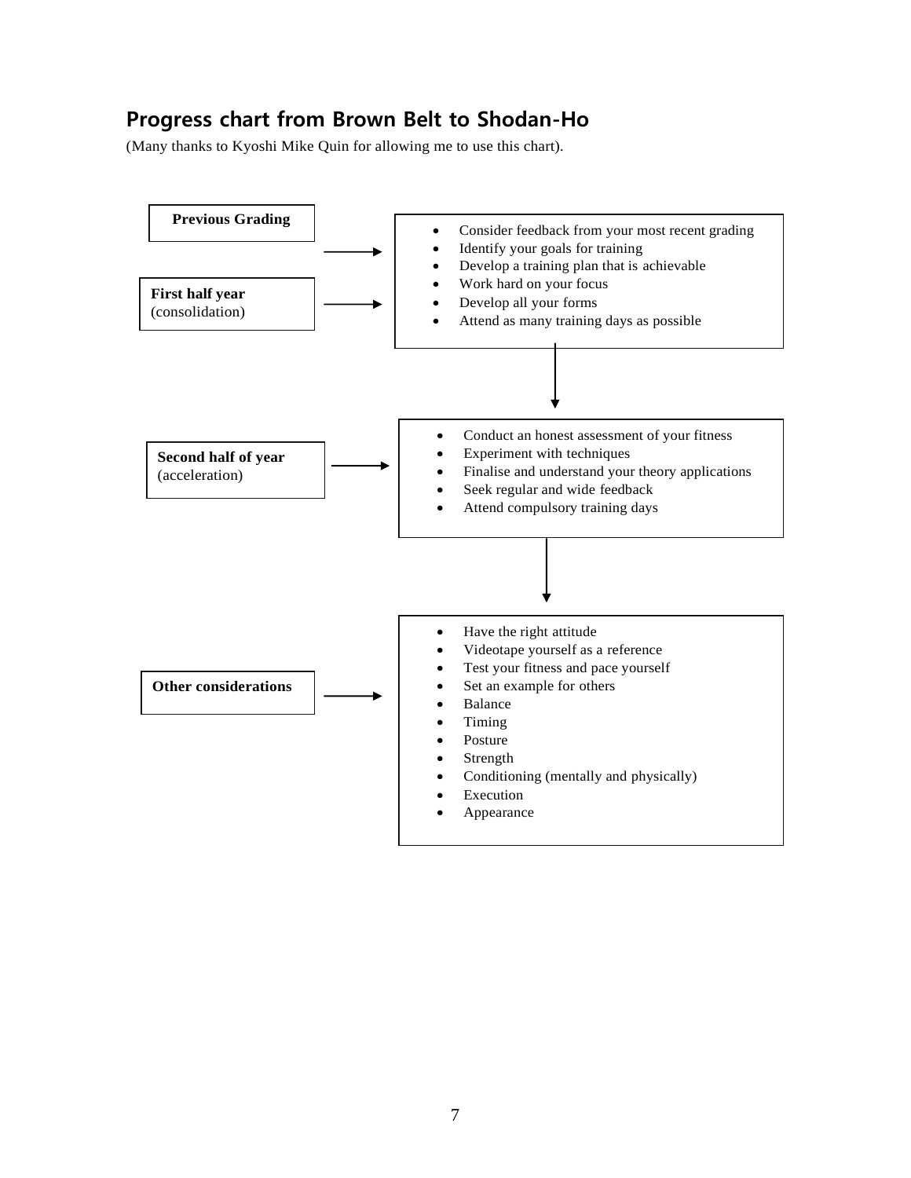## Progress chart from Brown Belt to Shodan-Ho

(Many thanks to Kyoshi Mike Quin for allowing me to use this chart).

**Previous Grading**

**First half year** (consolidation)

- Consider feedback from your most recent grading
- Identify your goals for training
- Develop a training plan that is achievable
- Work hard on your focus
- Develop all your forms
- Attend as many training days as possible

**Second half of year** (acceleration)

- Conduct an honest assessment of your fitness
- Experiment with techniques
- Finalise and understand your theory applications
- Seek regular and wide feedback
- Attend compulsory training days

**Other considerations**

- Have the right attitude
- Videotape yourself as a reference
- Test your fitness and pace yourself
- Set an example for others
- Balance
- Timing
- Posture
- Strength
- Conditioning (mentally and physically)
- Execution
- Appearance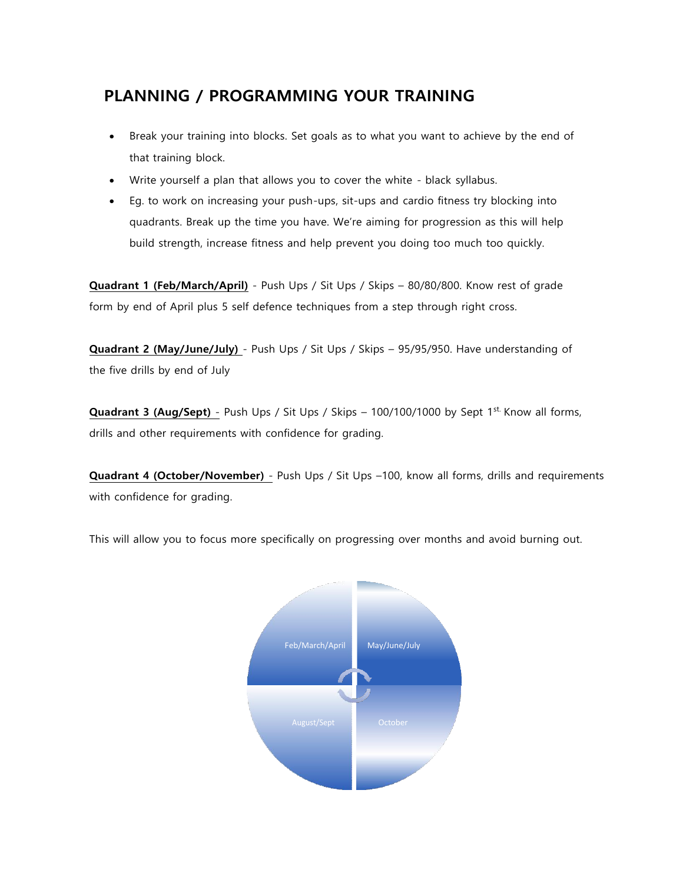# PLANNING / PROGRAMMING YOUR TRAINING

- Break your training into blocks. Set goals as to what you want to achieve by the end of that training block.
- Write yourself a plan that allows you to cover the white - black syllabus.
- Eg. to work on increasing your push-ups, sit-ups and cardio fitness try blocking into quadrants. Break up the time you have. We're aiming for progression as this will help build strength, increase fitness and help prevent you doing too much too quickly.

**Quadrant 1 (Feb/March/April)** - Push Ups / Sit Ups / Skips – 80/80/800. Know rest of grade form by end of April plus 5 self defence techniques from a step through right cross.

**Quadrant 2 (May/June/July)** - Push Ups / Sit Ups / Skips – 95/95/950. Have understanding of the five drills by end of July

**Quadrant 3 (Aug/Sept)** - Push Ups / Sit Ups / Skips – 100/100/1000 by Sept 1st. Know all forms, drills and other requirements with confidence for grading.

**Quadrant 4 (October/November)** - Push Ups / Sit Ups –100, know all forms, drills and requirements with confidence for grading.

This will allow you to focus more specifically on progressing over months and avoid burning out.

Feb/March/April | May/June/July | August/Sept | October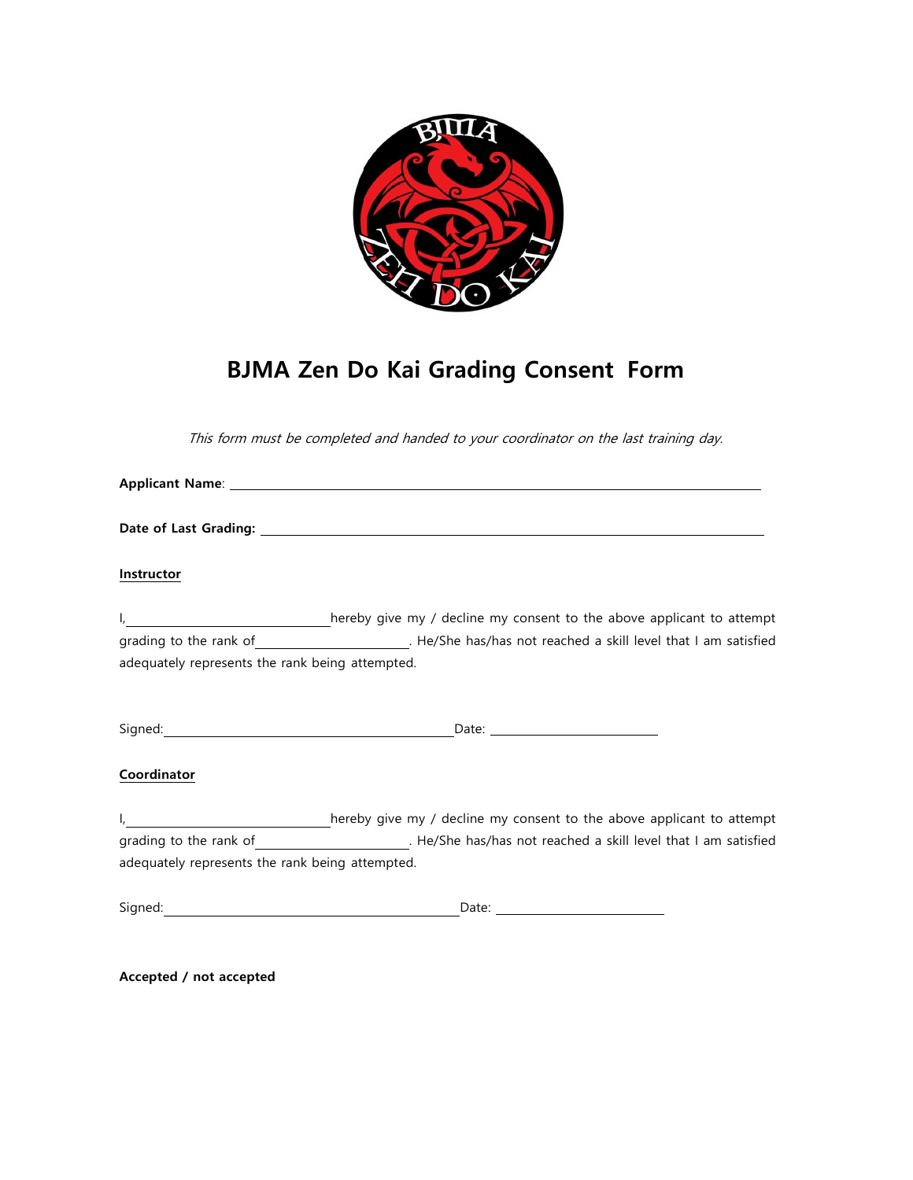# BJMA Zen Do Kai Grading Consent Form

*This form must be completed and handed to your coordinator on the last training day.*

**Applicant Name**: \_\_\_\_\_\_\_\_\_\_\_\_\_\_\_\_\_\_\_\_\_\_\_\_\_\_\_\_\_\_\_\_\_\_\_\_\_\_\_\_\_\_\_\_\_\_\_\_\_\_\_\_\_\_\_\_\_\_\_\_

**Date of Last Grading:** \_\_\_\_\_\_\_\_\_\_\_\_\_\_\_\_\_\_\_\_\_\_\_\_\_\_\_\_\_\_\_\_\_\_\_\_\_\_\_\_\_\_\_\_\_\_\_\_\_\_\_\_\_\_\_\_

**Instructor**

I, \_\_\_\_\_\_\_\_\_\_\_\_\_\_\_\_\_\_\_\_\_\_\_\_\_\_\_ hereby give my / decline my consent to the above applicant to attempt grading to the rank of \_\_\_\_\_\_\_\_\_\_\_\_\_\_\_\_\_\_\_\_\_\_\_\_. He/She has/has not reached a skill level that I am satisfied adequately represents the rank being attempted.

Signed: \_\_\_\_\_\_\_\_\_\_\_\_\_\_\_\_\_\_\_\_\_\_\_\_\_\_\_\_\_\_\_\_\_\_\_\_\_\_\_\_\_\_ Date: \_\_\_\_\_\_\_\_\_\_\_\_\_\_\_\_\_\_\_\_\_\_\_\_

**Coordinator**

I, \_\_\_\_\_\_\_\_\_\_\_\_\_\_\_\_\_\_\_\_\_\_\_\_\_\_\_ hereby give my / decline my consent to the above applicant to attempt grading to the rank of \_\_\_\_\_\_\_\_\_\_\_\_\_\_\_\_\_\_\_\_\_\_\_\_. He/She has/has not reached a skill level that I am satisfied adequately represents the rank being attempted.

Signed: \_\_\_\_\_\_\_\_\_\_\_\_\_\_\_\_\_\_\_\_\_\_\_\_\_\_\_\_\_\_\_\_\_\_\_\_\_\_\_\_\_\_ Date: \_\_\_\_\_\_\_\_\_\_\_\_\_\_\_\_\_\_\_\_\_\_\_\_

**Accepted / not accepted**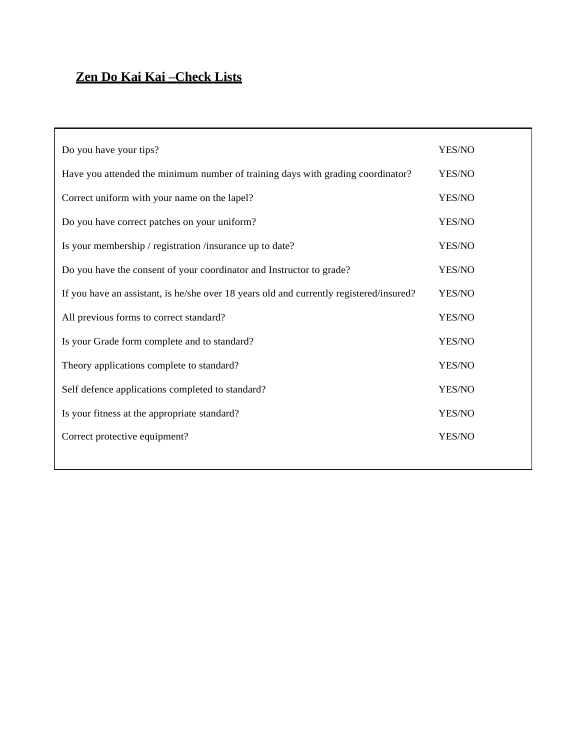## **Zen Do Kai Kai –Check Lists**

| | |
|---|---|
| Do you have your tips? | YES/NO |
| Have you attended the minimum number of training days with grading coordinator? | YES/NO |
| Correct uniform with your name on the lapel? | YES/NO |
| Do you have correct patches on your uniform? | YES/NO |
| Is your membership / registration /insurance up to date? | YES/NO |
| Do you have the consent of your coordinator and Instructor to grade? | YES/NO |
| If you have an assistant, is he/she over 18 years old and currently registered/insured? | YES/NO |
| All previous forms to correct standard? | YES/NO |
| Is your Grade form complete and to standard? | YES/NO |
| Theory applications complete to standard? | YES/NO |
| Self defence applications completed to standard? | YES/NO |
| Is your fitness at the appropriate standard? | YES/NO |
| Correct protective equipment? | YES/NO |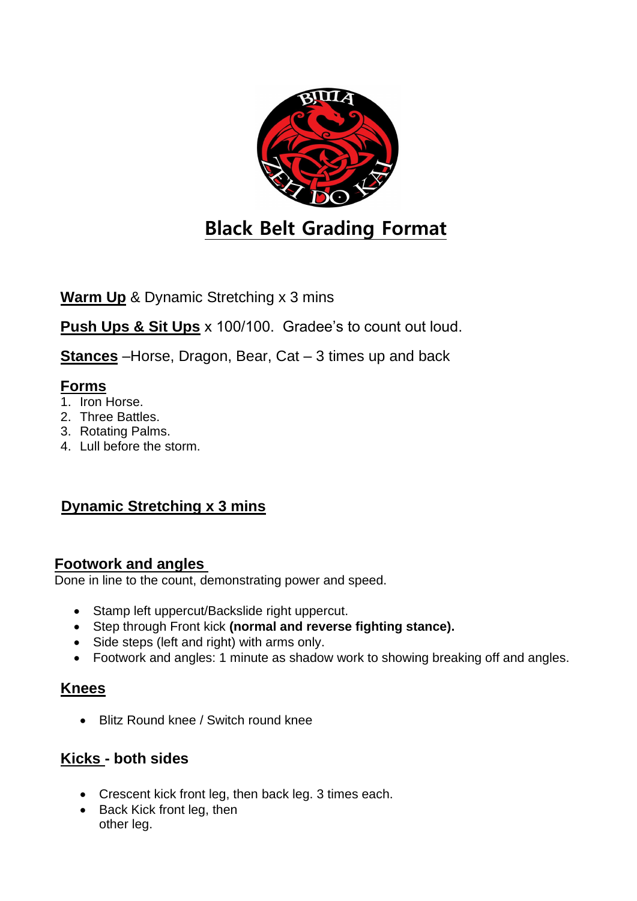# Black Belt Grading Format

**Warm Up** & Dynamic Stretching x 3 mins

**Push Ups & Sit Ups** x 100/100. Gradee's to count out loud.

**Stances** –Horse, Dragon, Bear, Cat – 3 times up and back

## Forms

1. Iron Horse.
2. Three Battles.
3. Rotating Palms.
4. Lull before the storm.

## Dynamic Stretching x 3 mins

## Footwork and angles

Done in line to the count, demonstrating power and speed.

- Stamp left uppercut/Backslide right uppercut.
- Step through Front kick **(normal and reverse fighting stance).**
- Side steps (left and right) with arms only.
- Footwork and angles: 1 minute as shadow work to showing breaking off and angles.

## Knees

- Blitz Round knee / Switch round knee

## Kicks - both sides

- Crescent kick front leg, then back leg. 3 times each.
- Back Kick front leg, then other leg.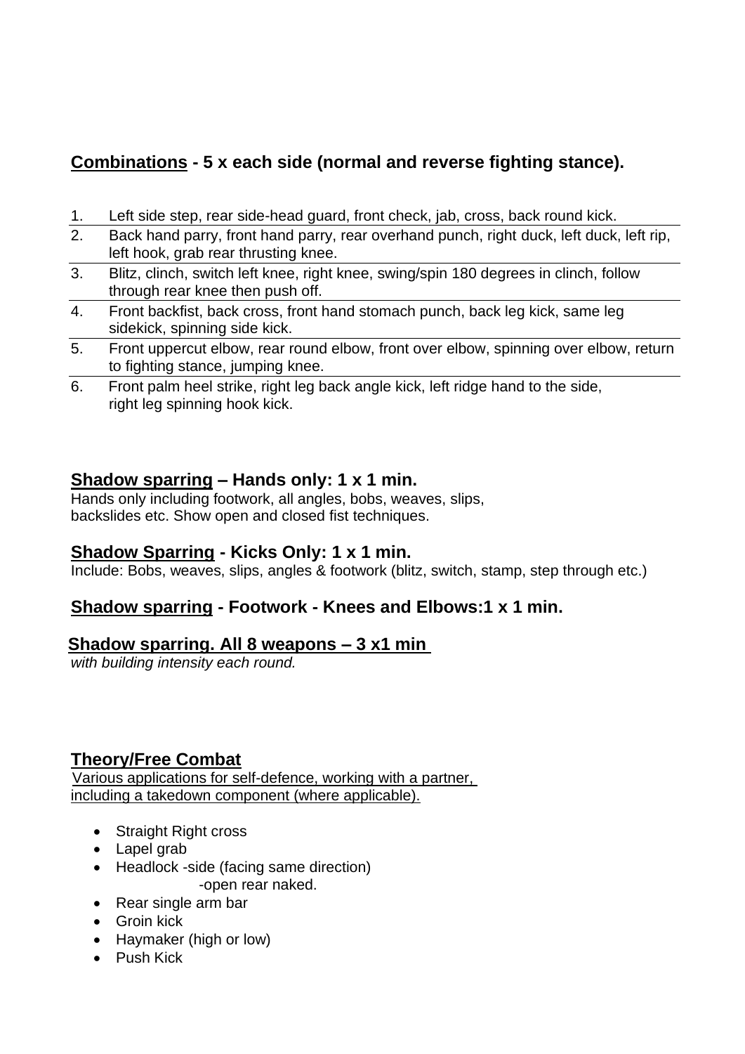## Combinations - 5 x each side (normal and reverse fighting stance).

1. Left side step, rear side-head guard, front check, jab, cross, back round kick.
2. Back hand parry, front hand parry, rear overhand punch, right duck, left duck, left rip, left hook, grab rear thrusting knee.
3. Blitz, clinch, switch left knee, right knee, swing/spin 180 degrees in clinch, follow through rear knee then push off.
4. Front backfist, back cross, front hand stomach punch, back leg kick, same leg sidekick, spinning side kick.
5. Front uppercut elbow, rear round elbow, front over elbow, spinning over elbow, return to fighting stance, jumping knee.
6. Front palm heel strike, right leg back angle kick, left ridge hand to the side, right leg spinning hook kick.

## Shadow sparring – Hands only: 1 x 1 min.

Hands only including footwork, all angles, bobs, weaves, slips, backslides etc. Show open and closed fist techniques.

## Shadow Sparring - Kicks Only: 1 x 1 min.

Include: Bobs, weaves, slips, angles & footwork (blitz, switch, stamp, step through etc.)

## Shadow sparring - Footwork - Knees and Elbows:1 x 1 min.

## Shadow sparring. All 8 weapons – 3 x1 min

*with building intensity each round.*

## Theory/Free Combat

Various applications for self-defence, working with a partner, including a takedown component (where applicable).

- Straight Right cross
- Lapel grab
- Headlock -side (facing same direction)
  -open rear naked.
- Rear single arm bar
- Groin kick
- Haymaker (high or low)
- Push Kick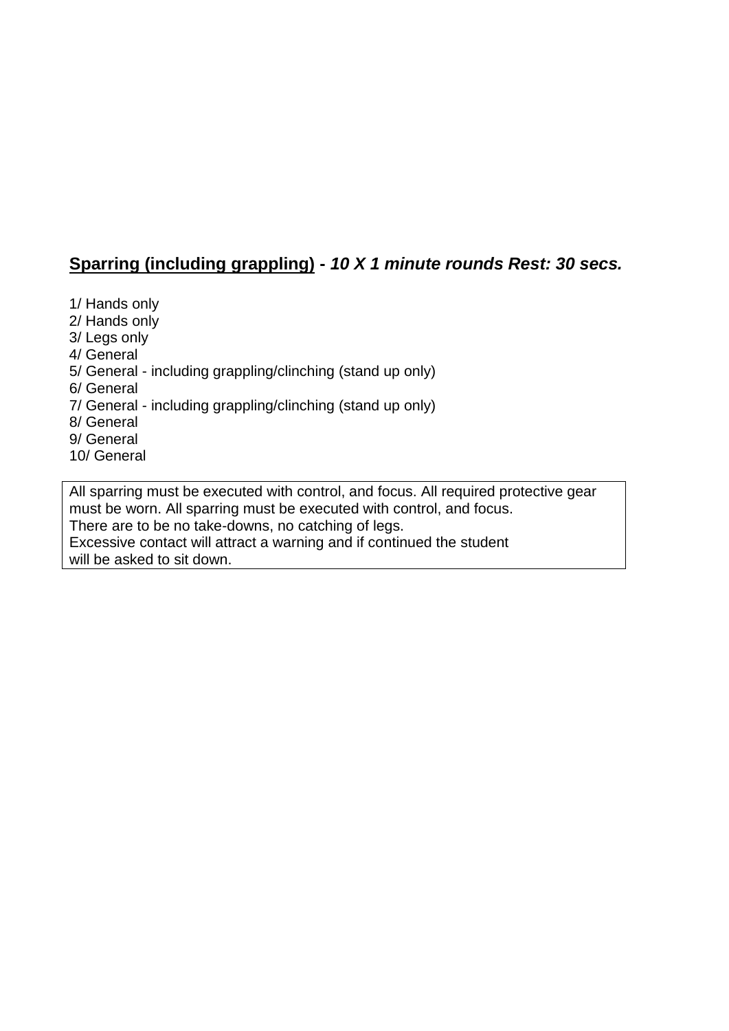**<u>Sparring (including grappling)</u> -** ***10 X 1 minute rounds Rest: 30 secs.***

1/ Hands only
2/ Hands only
3/ Legs only
4/ General
5/ General - including grappling/clinching (stand up only)
6/ General
7/ General - including grappling/clinching (stand up only)
8/ General
9/ General
10/ General

| |
|---|
| All sparring must be executed with control, and focus. All required protective gear must be worn. All sparring must be executed with control, and focus.<br>There are to be no take-downs, no catching of legs.<br>Excessive contact will attract a warning and if continued the student will be asked to sit down. |